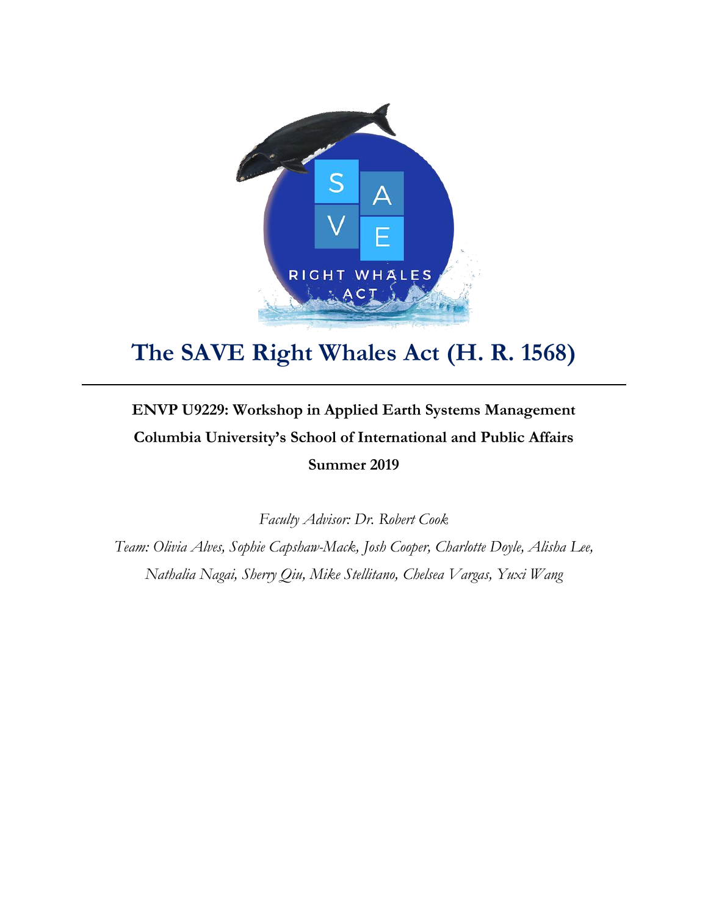# The SAVE Right Whales Act (H. R. 1568)

---

**ENVP U9229: Workshop in Applied Earth Systems Management**

**Columbia University's School of International and Public Affairs**

**Summer 2019**

*Faculty Advisor: Dr. Robert Cook*

*Team: Olivia Alves, Sophie Capshaw-Mack, Josh Cooper, Charlotte Doyle, Alisha Lee, Nathalia Nagai, Sherry Qiu, Mike Stellitano, Chelsea Vargas, Yuxi Wang*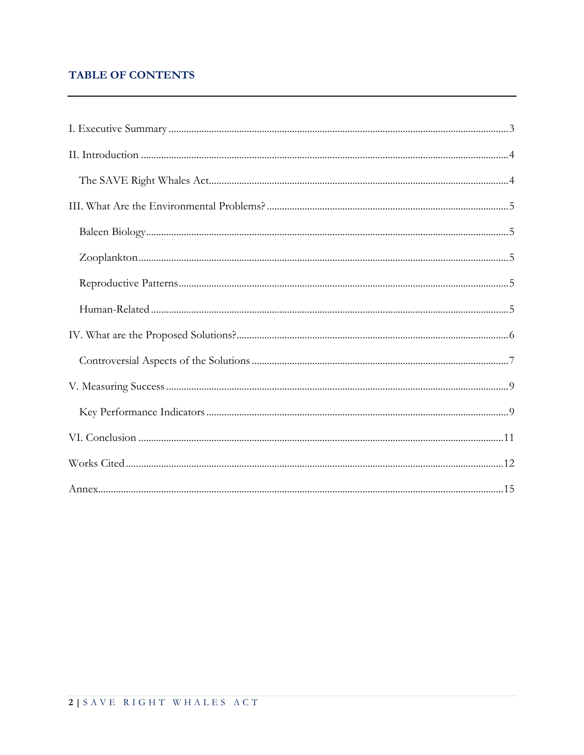## TABLE OF CONTENTS

I. Executive Summary ..... 3

II. Introduction ..... 4

- The SAVE Right Whales Act ..... 4

III. What Are the Environmental Problems? ..... 5

- Baleen Biology ..... 5
- Zooplankton ..... 5
- Reproductive Patterns ..... 5
- Human-Related ..... 5

IV. What are the Proposed Solutions? ..... 6

- Controversial Aspects of the Solutions ..... 7

V. Measuring Success ..... 9

- Key Performance Indicators ..... 9

VI. Conclusion ..... 11

Works Cited ..... 12

Annex ..... 15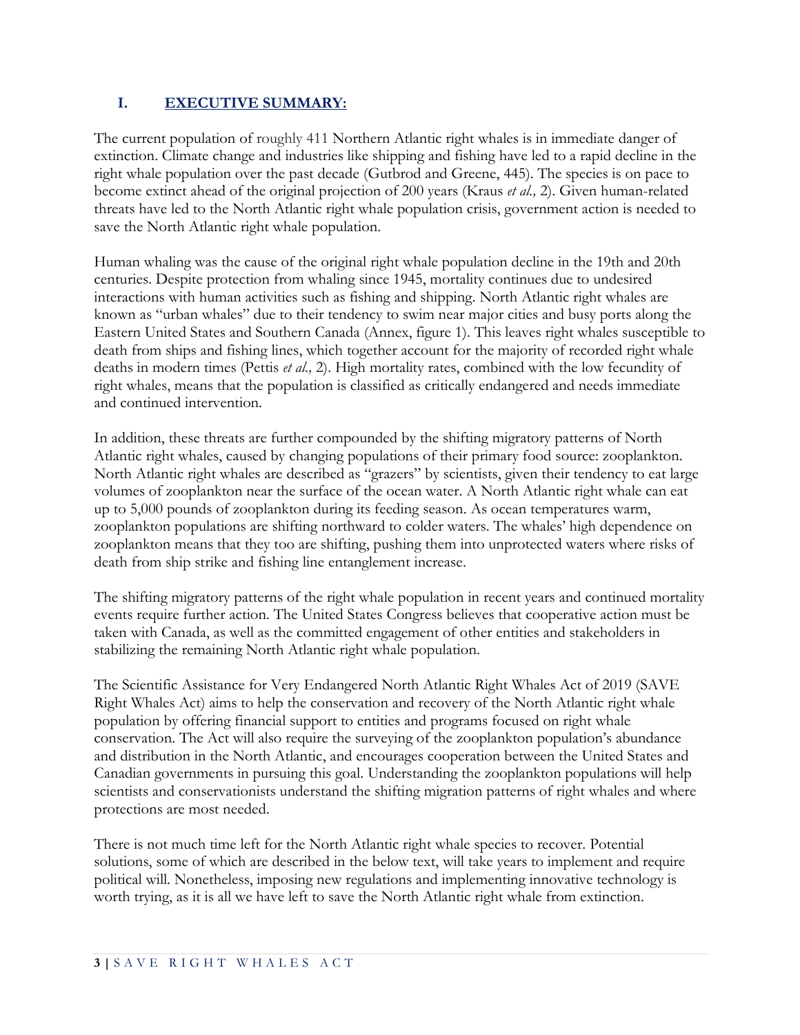## I. EXECUTIVE SUMMARY:

The current population of roughly 411 Northern Atlantic right whales is in immediate danger of extinction. Climate change and industries like shipping and fishing have led to a rapid decline in the right whale population over the past decade (Gutbrod and Greene, 445). The species is on pace to become extinct ahead of the original projection of 200 years (Kraus *et al.,* 2). Given human-related threats have led to the North Atlantic right whale population crisis, government action is needed to save the North Atlantic right whale population.

Human whaling was the cause of the original right whale population decline in the 19th and 20th centuries. Despite protection from whaling since 1945, mortality continues due to undesired interactions with human activities such as fishing and shipping. North Atlantic right whales are known as "urban whales" due to their tendency to swim near major cities and busy ports along the Eastern United States and Southern Canada (Annex, figure 1). This leaves right whales susceptible to death from ships and fishing lines, which together account for the majority of recorded right whale deaths in modern times (Pettis *et al.,* 2). High mortality rates, combined with the low fecundity of right whales, means that the population is classified as critically endangered and needs immediate and continued intervention.

In addition, these threats are further compounded by the shifting migratory patterns of North Atlantic right whales, caused by changing populations of their primary food source: zooplankton. North Atlantic right whales are described as "grazers" by scientists, given their tendency to eat large volumes of zooplankton near the surface of the ocean water. A North Atlantic right whale can eat up to 5,000 pounds of zooplankton during its feeding season. As ocean temperatures warm, zooplankton populations are shifting northward to colder waters. The whales' high dependence on zooplankton means that they too are shifting, pushing them into unprotected waters where risks of death from ship strike and fishing line entanglement increase.

The shifting migratory patterns of the right whale population in recent years and continued mortality events require further action. The United States Congress believes that cooperative action must be taken with Canada, as well as the committed engagement of other entities and stakeholders in stabilizing the remaining North Atlantic right whale population.

The Scientific Assistance for Very Endangered North Atlantic Right Whales Act of 2019 (SAVE Right Whales Act) aims to help the conservation and recovery of the North Atlantic right whale population by offering financial support to entities and programs focused on right whale conservation. The Act will also require the surveying of the zooplankton population's abundance and distribution in the North Atlantic, and encourages cooperation between the United States and Canadian governments in pursuing this goal. Understanding the zooplankton populations will help scientists and conservationists understand the shifting migration patterns of right whales and where protections are most needed.

There is not much time left for the North Atlantic right whale species to recover. Potential solutions, some of which are described in the below text, will take years to implement and require political will. Nonetheless, imposing new regulations and implementing innovative technology is worth trying, as it is all we have left to save the North Atlantic right whale from extinction.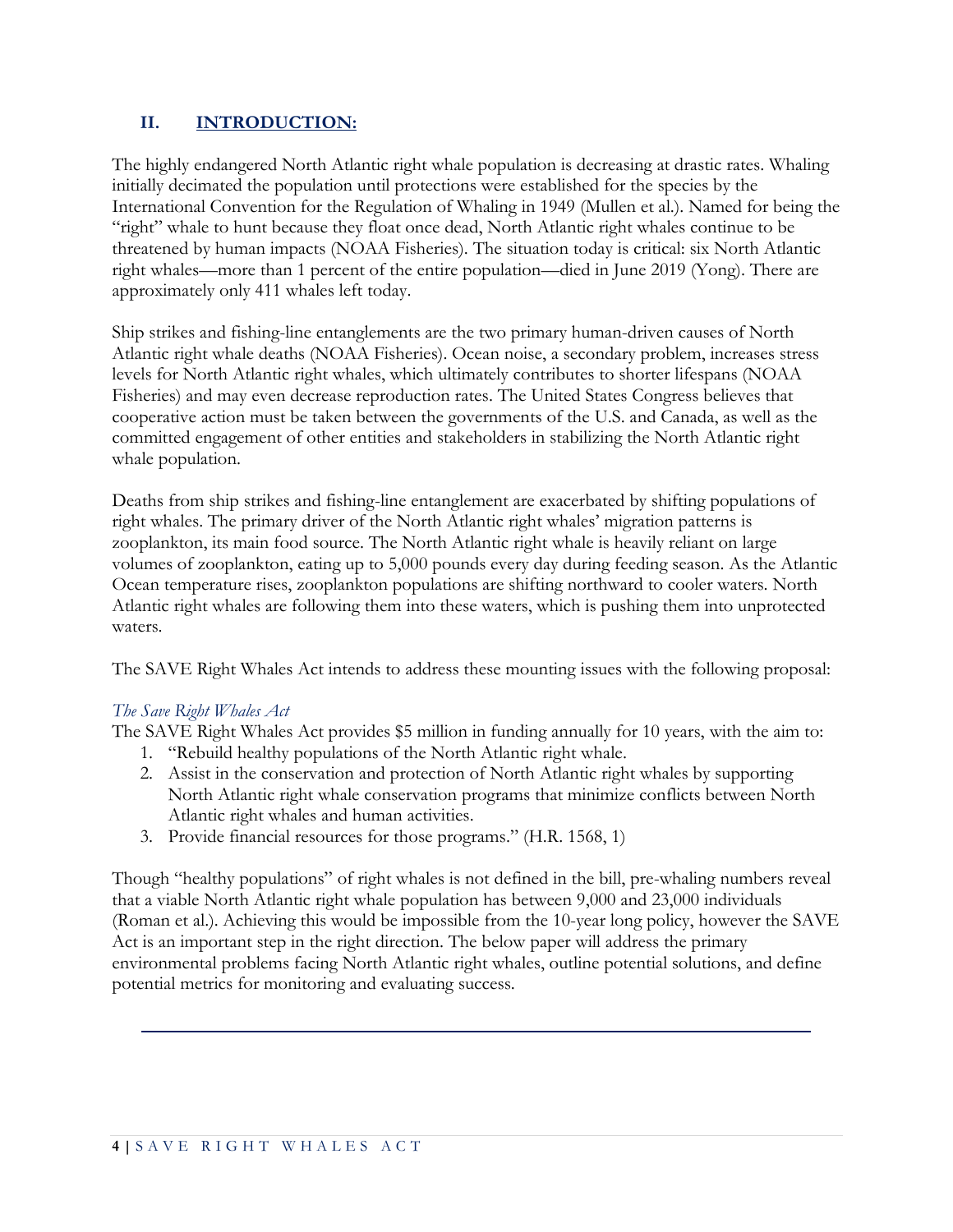## II. INTRODUCTION:

The highly endangered North Atlantic right whale population is decreasing at drastic rates. Whaling initially decimated the population until protections were established for the species by the International Convention for the Regulation of Whaling in 1949 (Mullen et al.). Named for being the "right" whale to hunt because they float once dead, North Atlantic right whales continue to be threatened by human impacts (NOAA Fisheries). The situation today is critical: six North Atlantic right whales—more than 1 percent of the entire population—died in June 2019 (Yong). There are approximately only 411 whales left today.

Ship strikes and fishing-line entanglements are the two primary human-driven causes of North Atlantic right whale deaths (NOAA Fisheries). Ocean noise, a secondary problem, increases stress levels for North Atlantic right whales, which ultimately contributes to shorter lifespans (NOAA Fisheries) and may even decrease reproduction rates. The United States Congress believes that cooperative action must be taken between the governments of the U.S. and Canada, as well as the committed engagement of other entities and stakeholders in stabilizing the North Atlantic right whale population.

Deaths from ship strikes and fishing-line entanglement are exacerbated by shifting populations of right whales. The primary driver of the North Atlantic right whales' migration patterns is zooplankton, its main food source. The North Atlantic right whale is heavily reliant on large volumes of zooplankton, eating up to 5,000 pounds every day during feeding season. As the Atlantic Ocean temperature rises, zooplankton populations are shifting northward to cooler waters. North Atlantic right whales are following them into these waters, which is pushing them into unprotected waters.

The SAVE Right Whales Act intends to address these mounting issues with the following proposal:

*The Save Right Whales Act*

The SAVE Right Whales Act provides $5 million in funding annually for 10 years, with the aim to:

1. "Rebuild healthy populations of the North Atlantic right whale.
2. Assist in the conservation and protection of North Atlantic right whales by supporting North Atlantic right whale conservation programs that minimize conflicts between North Atlantic right whales and human activities.
3. Provide financial resources for those programs." (H.R. 1568, 1)

Though "healthy populations" of right whales is not defined in the bill, pre-whaling numbers reveal that a viable North Atlantic right whale population has between 9,000 and 23,000 individuals (Roman et al.). Achieving this would be impossible from the 10-year long policy, however the SAVE Act is an important step in the right direction. The below paper will address the primary environmental problems facing North Atlantic right whales, outline potential solutions, and define potential metrics for monitoring and evaluating success.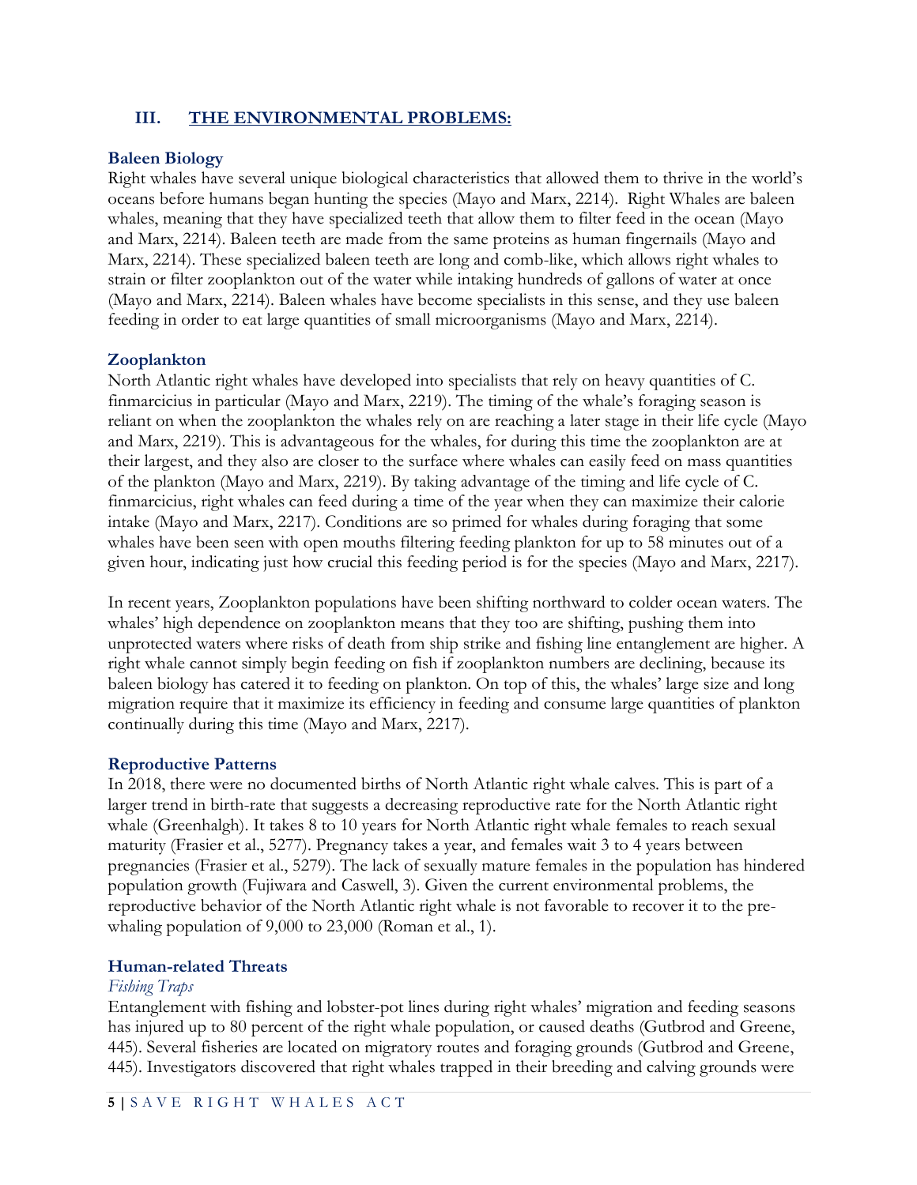## III. THE ENVIRONMENTAL PROBLEMS:

### Baleen Biology

Right whales have several unique biological characteristics that allowed them to thrive in the world's oceans before humans began hunting the species (Mayo and Marx, 2214). Right Whales are baleen whales, meaning that they have specialized teeth that allow them to filter feed in the ocean (Mayo and Marx, 2214). Baleen teeth are made from the same proteins as human fingernails (Mayo and Marx, 2214). These specialized baleen teeth are long and comb-like, which allows right whales to strain or filter zooplankton out of the water while intaking hundreds of gallons of water at once (Mayo and Marx, 2214). Baleen whales have become specialists in this sense, and they use baleen feeding in order to eat large quantities of small microorganisms (Mayo and Marx, 2214).

### Zooplankton

North Atlantic right whales have developed into specialists that rely on heavy quantities of C. finmarcicius in particular (Mayo and Marx, 2219). The timing of the whale's foraging season is reliant on when the zooplankton the whales rely on are reaching a later stage in their life cycle (Mayo and Marx, 2219). This is advantageous for the whales, for during this time the zooplankton are at their largest, and they also are closer to the surface where whales can easily feed on mass quantities of the plankton (Mayo and Marx, 2219). By taking advantage of the timing and life cycle of C. finmarcicius, right whales can feed during a time of the year when they can maximize their calorie intake (Mayo and Marx, 2217). Conditions are so primed for whales during foraging that some whales have been seen with open mouths filtering feeding plankton for up to 58 minutes out of a given hour, indicating just how crucial this feeding period is for the species (Mayo and Marx, 2217).

In recent years, Zooplankton populations have been shifting northward to colder ocean waters. The whales' high dependence on zooplankton means that they too are shifting, pushing them into unprotected waters where risks of death from ship strike and fishing line entanglement are higher. A right whale cannot simply begin feeding on fish if zooplankton numbers are declining, because its baleen biology has catered it to feeding on plankton. On top of this, the whales' large size and long migration require that it maximize its efficiency in feeding and consume large quantities of plankton continually during this time (Mayo and Marx, 2217).

### Reproductive Patterns

In 2018, there were no documented births of North Atlantic right whale calves. This is part of a larger trend in birth-rate that suggests a decreasing reproductive rate for the North Atlantic right whale (Greenhalgh). It takes 8 to 10 years for North Atlantic right whale females to reach sexual maturity (Frasier et al., 5277). Pregnancy takes a year, and females wait 3 to 4 years between pregnancies (Frasier et al., 5279). The lack of sexually mature females in the population has hindered population growth (Fujiwara and Caswell, 3). Given the current environmental problems, the reproductive behavior of the North Atlantic right whale is not favorable to recover it to the pre-whaling population of 9,000 to 23,000 (Roman et al., 1).

### Human-related Threats

*Fishing Traps*

Entanglement with fishing and lobster-pot lines during right whales' migration and feeding seasons has injured up to 80 percent of the right whale population, or caused deaths (Gutbrod and Greene, 445). Several fisheries are located on migratory routes and foraging grounds (Gutbrod and Greene, 445). Investigators discovered that right whales trapped in their breeding and calving grounds were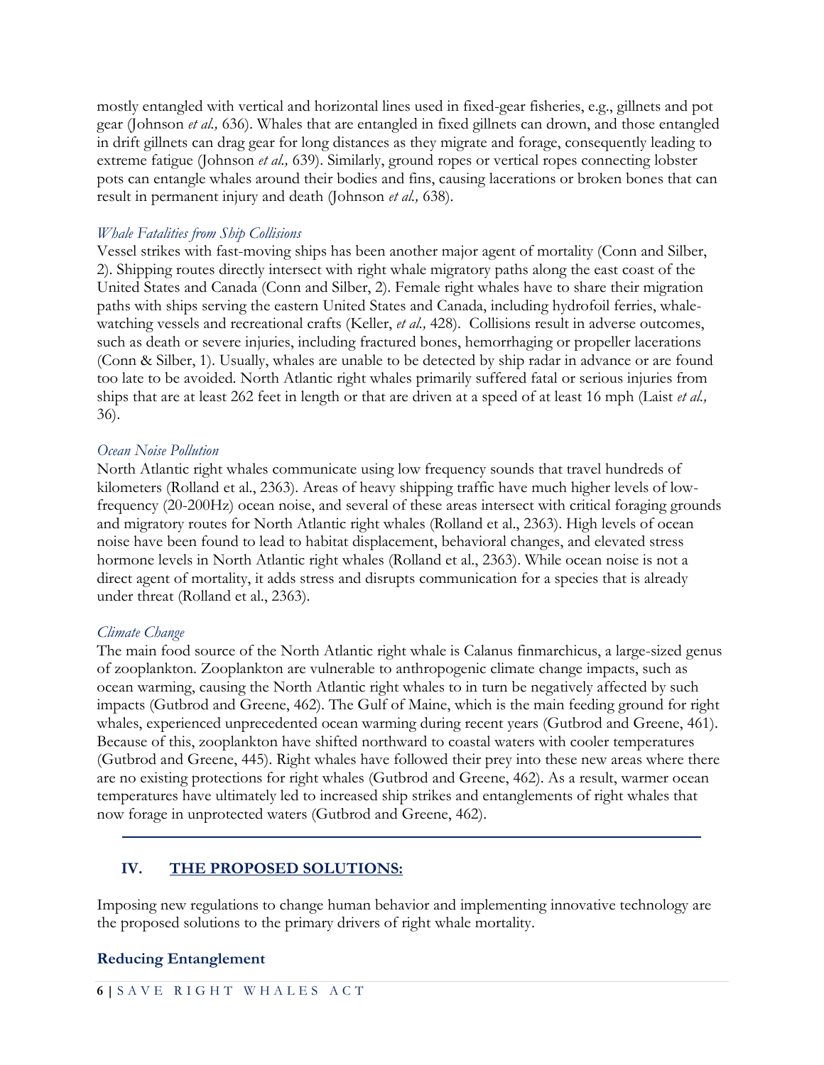mostly entangled with vertical and horizontal lines used in fixed-gear fisheries, e.g., gillnets and pot gear (Johnson *et al.,* 636). Whales that are entangled in fixed gillnets can drown, and those entangled in drift gillnets can drag gear for long distances as they migrate and forage, consequently leading to extreme fatigue (Johnson *et al.,* 639). Similarly, ground ropes or vertical ropes connecting lobster pots can entangle whales around their bodies and fins, causing lacerations or broken bones that can result in permanent injury and death (Johnson *et al.,* 638).

*Whale Fatalities from Ship Collisions*

Vessel strikes with fast-moving ships has been another major agent of mortality (Conn and Silber, 2). Shipping routes directly intersect with right whale migratory paths along the east coast of the United States and Canada (Conn and Silber, 2). Female right whales have to share their migration paths with ships serving the eastern United States and Canada, including hydrofoil ferries, whale-watching vessels and recreational crafts (Keller, *et al.,* 428). Collisions result in adverse outcomes, such as death or severe injuries, including fractured bones, hemorrhaging or propeller lacerations (Conn & Silber, 1). Usually, whales are unable to be detected by ship radar in advance or are found too late to be avoided. North Atlantic right whales primarily suffered fatal or serious injuries from ships that are at least 262 feet in length or that are driven at a speed of at least 16 mph (Laist *et al.,* 36).

*Ocean Noise Pollution*

North Atlantic right whales communicate using low frequency sounds that travel hundreds of kilometers (Rolland et al., 2363). Areas of heavy shipping traffic have much higher levels of low-frequency (20-200Hz) ocean noise, and several of these areas intersect with critical foraging grounds and migratory routes for North Atlantic right whales (Rolland et al., 2363). High levels of ocean noise have been found to lead to habitat displacement, behavioral changes, and elevated stress hormone levels in North Atlantic right whales (Rolland et al., 2363). While ocean noise is not a direct agent of mortality, it adds stress and disrupts communication for a species that is already under threat (Rolland et al., 2363).

*Climate Change*

The main food source of the North Atlantic right whale is Calanus finmarchicus, a large-sized genus of zooplankton. Zooplankton are vulnerable to anthropogenic climate change impacts, such as ocean warming, causing the North Atlantic right whales to in turn be negatively affected by such impacts (Gutbrod and Greene, 462). The Gulf of Maine, which is the main feeding ground for right whales, experienced unprecedented ocean warming during recent years (Gutbrod and Greene, 461). Because of this, zooplankton have shifted northward to coastal waters with cooler temperatures (Gutbrod and Greene, 445). Right whales have followed their prey into these new areas where there are no existing protections for right whales (Gutbrod and Greene, 462). As a result, warmer ocean temperatures have ultimately led to increased ship strikes and entanglements of right whales that now forage in unprotected waters (Gutbrod and Greene, 462).

## IV. THE PROPOSED SOLUTIONS:

Imposing new regulations to change human behavior and implementing innovative technology are the proposed solutions to the primary drivers of right whale mortality.

### Reducing Entanglement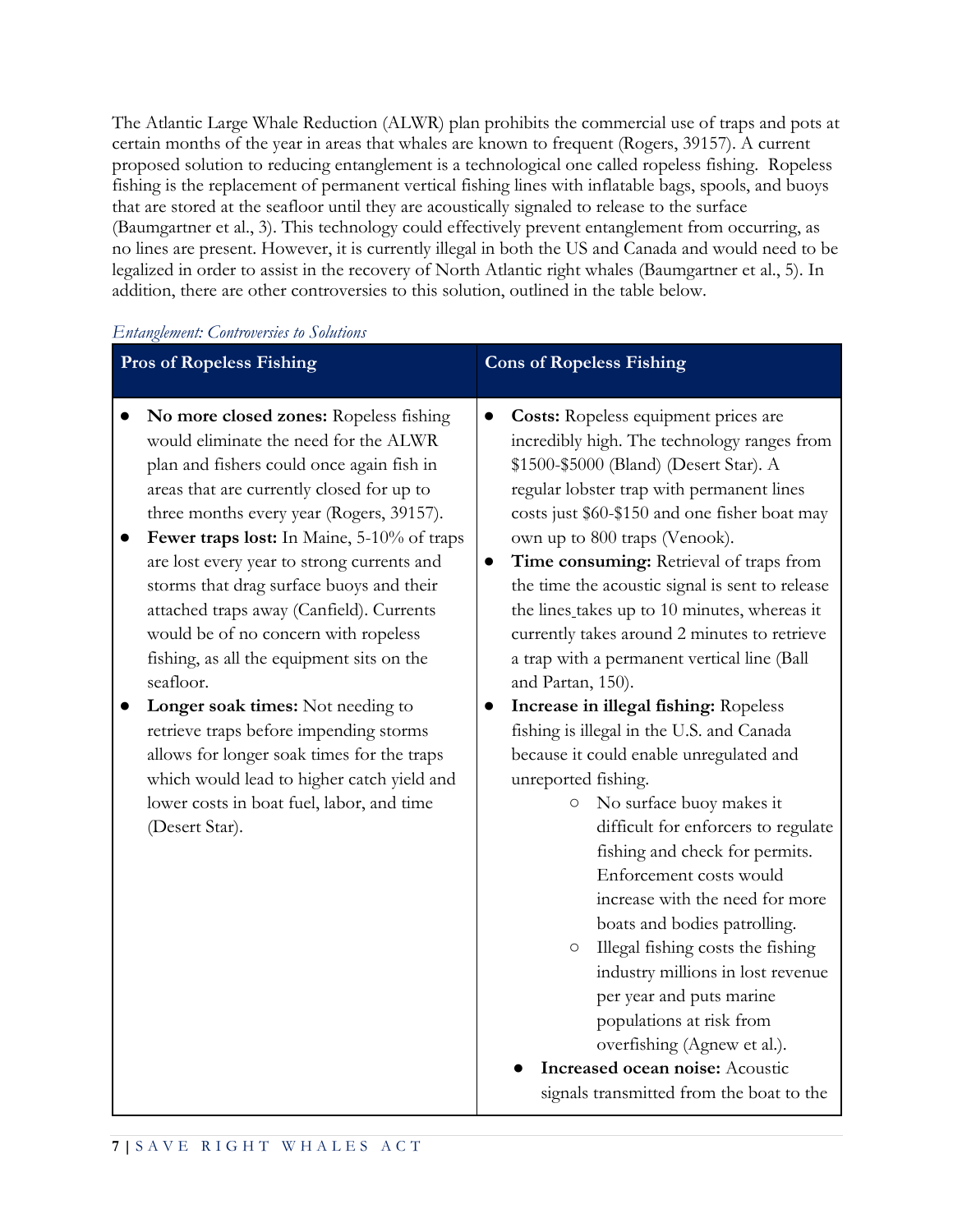The Atlantic Large Whale Reduction (ALWR) plan prohibits the commercial use of traps and pots at certain months of the year in areas that whales are known to frequent (Rogers, 39157). A current proposed solution to reducing entanglement is a technological one called ropeless fishing. Ropeless fishing is the replacement of permanent vertical fishing lines with inflatable bags, spools, and buoys that are stored at the seafloor until they are acoustically signaled to release to the surface (Baumgartner et al., 3). This technology could effectively prevent entanglement from occurring, as no lines are present. However, it is currently illegal in both the US and Canada and would need to be legalized in order to assist in the recovery of North Atlantic right whales (Baumgartner et al., 5). In addition, there are other controversies to this solution, outlined in the table below.

*Entanglement: Controversies to Solutions*

| Pros of Ropeless Fishing | Cons of Ropeless Fishing |
| --- | --- |
| • **No more closed zones:** Ropeless fishing would eliminate the need for the ALWR plan and fishers could once again fish in areas that are currently closed for up to three months every year (Rogers, 39157).<br>• **Fewer traps lost:** In Maine, 5-10% of traps are lost every year to strong currents and storms that drag surface buoys and their attached traps away (Canfield). Currents would be of no concern with ropeless fishing, as all the equipment sits on the seafloor.<br>• **Longer soak times:** Not needing to retrieve traps before impending storms allows for longer soak times for the traps which would lead to higher catch yield and lower costs in boat fuel, labor, and time (Desert Star). | • **Costs:** Ropeless equipment prices are incredibly high. The technology ranges from $1500-$5000 (Bland) (Desert Star). A regular lobster trap with permanent lines costs just $60-$150 and one fisher boat may own up to 800 traps (Venook).<br>• **Time consuming:** Retrieval of traps from the time the acoustic signal is sent to release the lines takes up to 10 minutes, whereas it currently takes around 2 minutes to retrieve a trap with a permanent vertical line (Ball and Partan, 150).<br>• **Increase in illegal fishing:** Ropeless fishing is illegal in the U.S. and Canada because it could enable unregulated and unreported fishing.<br>&nbsp;&nbsp;&nbsp;&nbsp;○ No surface buoy makes it difficult for enforcers to regulate fishing and check for permits. Enforcement costs would increase with the need for more boats and bodies patrolling.<br>&nbsp;&nbsp;&nbsp;&nbsp;○ Illegal fishing costs the fishing industry millions in lost revenue per year and puts marine populations at risk from overfishing (Agnew et al.).<br>• **Increased ocean noise:** Acoustic signals transmitted from the boat to the |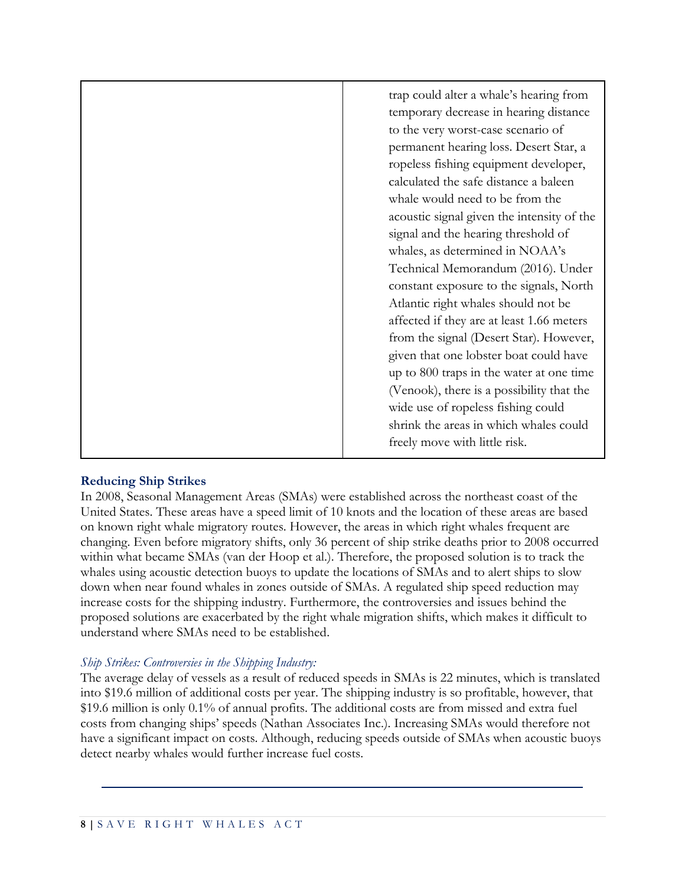| | trap could alter a whale's hearing from temporary decrease in hearing distance to the very worst-case scenario of permanent hearing loss. Desert Star, a ropeless fishing equipment developer, calculated the safe distance a baleen whale would need to be from the acoustic signal given the intensity of the signal and the hearing threshold of whales, as determined in NOAA's Technical Memorandum (2016). Under constant exposure to the signals, North Atlantic right whales should not be affected if they are at least 1.66 meters from the signal (Desert Star). However, given that one lobster boat could have up to 800 traps in the water at one time (Venook), there is a possibility that the wide use of ropeless fishing could shrink the areas in which whales could freely move with little risk. |
|---|---|

### Reducing Ship Strikes

In 2008, Seasonal Management Areas (SMAs) were established across the northeast coast of the United States. These areas have a speed limit of 10 knots and the location of these areas are based on known right whale migratory routes. However, the areas in which right whales frequent are changing. Even before migratory shifts, only 36 percent of ship strike deaths prior to 2008 occurred within what became SMAs (van der Hoop et al.). Therefore, the proposed solution is to track the whales using acoustic detection buoys to update the locations of SMAs and to alert ships to slow down when near found whales in zones outside of SMAs. A regulated ship speed reduction may increase costs for the shipping industry. Furthermore, the controversies and issues behind the proposed solutions are exacerbated by the right whale migration shifts, which makes it difficult to understand where SMAs need to be established.

*Ship Strikes: Controversies in the Shipping Industry:*

The average delay of vessels as a result of reduced speeds in SMAs is 22 minutes, which is translated into $19.6 million of additional costs per year. The shipping industry is so profitable, however, that $19.6 million is only 0.1% of annual profits. The additional costs are from missed and extra fuel costs from changing ships' speeds (Nathan Associates Inc.). Increasing SMAs would therefore not have a significant impact on costs. Although, reducing speeds outside of SMAs when acoustic buoys detect nearby whales would further increase fuel costs.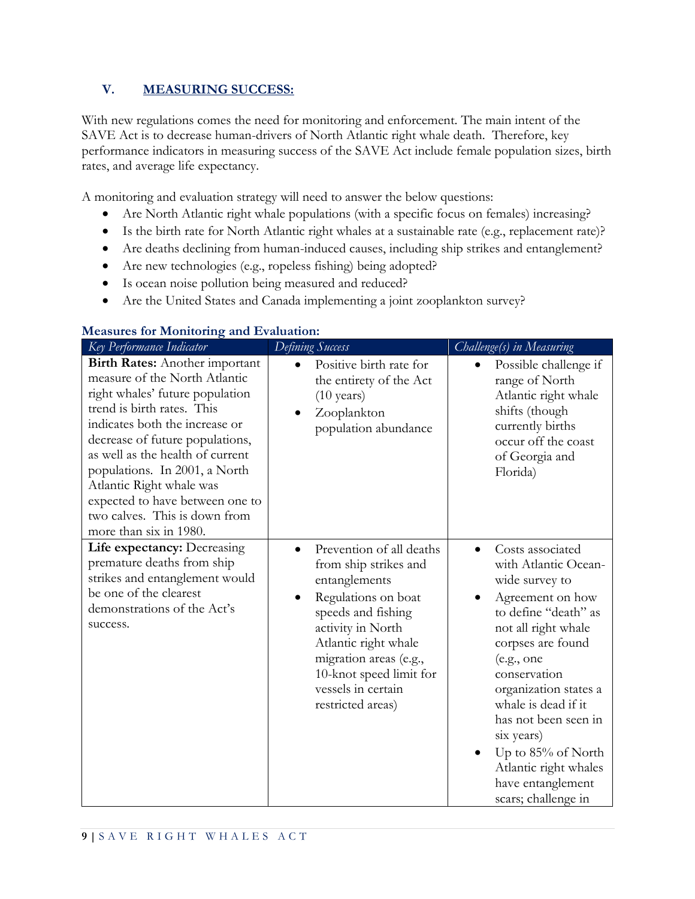## V. MEASURING SUCCESS:

With new regulations comes the need for monitoring and enforcement. The main intent of the SAVE Act is to decrease human-drivers of North Atlantic right whale death. Therefore, key performance indicators in measuring success of the SAVE Act include female population sizes, birth rates, and average life expectancy.

A monitoring and evaluation strategy will need to answer the below questions:

- Are North Atlantic right whale populations (with a specific focus on females) increasing?
- Is the birth rate for North Atlantic right whales at a sustainable rate (e.g., replacement rate)?
- Are deaths declining from human-induced causes, including ship strikes and entanglement?
- Are new technologies (e.g., ropeless fishing) being adopted?
- Is ocean noise pollution being measured and reduced?
- Are the United States and Canada implementing a joint zooplankton survey?

**Measures for Monitoring and Evaluation:**

| *Key Performance Indicator* | *Defining Success* | *Challenge(s) in Measuring* |
| --- | --- | --- |
| **Birth Rates:** Another important measure of the North Atlantic right whales' future population trend is birth rates. This indicates both the increase or decrease of future populations, as well as the health of current populations. In 2001, a North Atlantic Right whale was expected to have between one to two calves. This is down from more than six in 1980. | • Positive birth rate for the entirety of the Act (10 years)<br>• Zooplankton population abundance | • Possible challenge if range of North Atlantic right whale shifts (though currently births occur off the coast of Georgia and Florida) |
| **Life expectancy:** Decreasing premature deaths from ship strikes and entanglement would be one of the clearest demonstrations of the Act's success. | • Prevention of all deaths from ship strikes and entanglements<br>• Regulations on boat speeds and fishing activity in North Atlantic right whale migration areas (e.g., 10-knot speed limit for vessels in certain restricted areas) | • Costs associated with Atlantic Ocean-wide survey to<br>• Agreement on how to define "death" as not all right whale corpses are found (e.g., one conservation organization states a whale is dead if it has not been seen in six years)<br>• Up to 85% of North Atlantic right whales have entanglement scars; challenge in |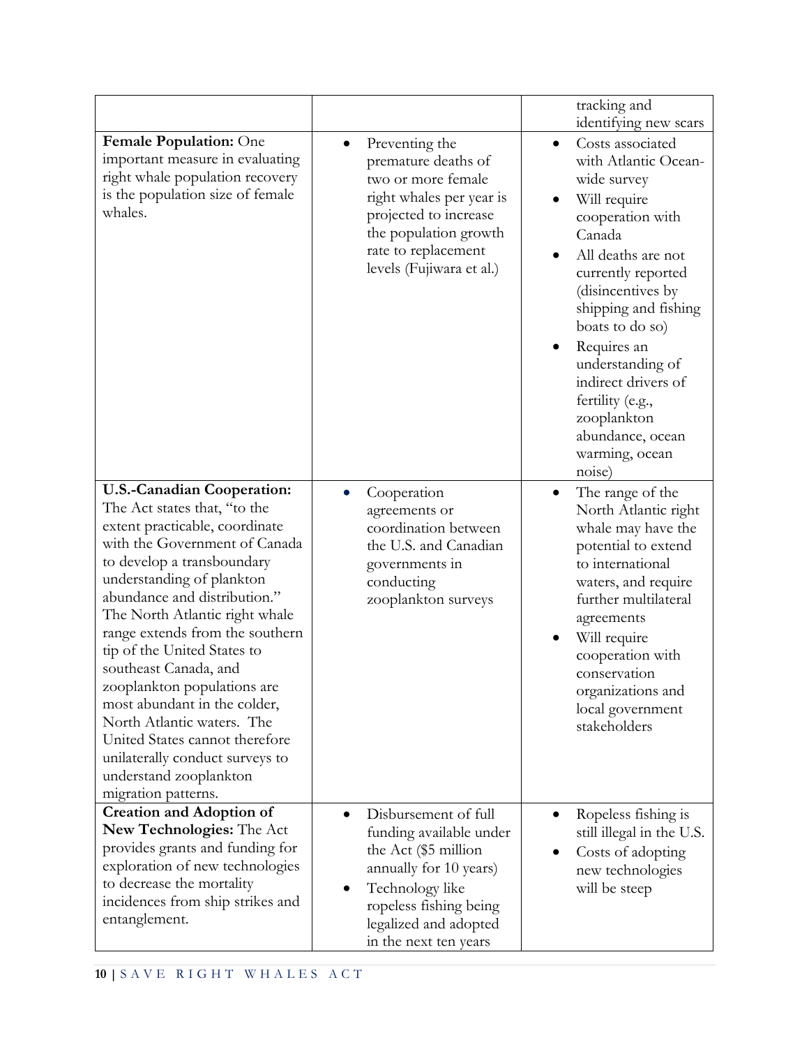| | | |
|---|---|---|
| | | tracking and identifying new scars |
| **Female Population:** One important measure in evaluating right whale population recovery is the population size of female whales. | • Preventing the premature deaths of two or more female right whales per year is projected to increase the population growth rate to replacement levels (Fujiwara et al.) | • Costs associated with Atlantic Ocean-wide survey<br>• Will require cooperation with Canada<br>• All deaths are not currently reported (disincentives by shipping and fishing boats to do so)<br>• Requires an understanding of indirect drivers of fertility (e.g., zooplankton abundance, ocean warming, ocean noise) |
| **U.S.-Canadian Cooperation:** The Act states that, "to the extent practicable, coordinate with the Government of Canada to develop a transboundary understanding of plankton abundance and distribution." The North Atlantic right whale range extends from the southern tip of the United States to southeast Canada, and zooplankton populations are most abundant in the colder, North Atlantic waters. The United States cannot therefore unilaterally conduct surveys to understand zooplankton migration patterns. | • Cooperation agreements or coordination between the U.S. and Canadian governments in conducting zooplankton surveys | • The range of the North Atlantic right whale may have the potential to extend to international waters, and require further multilateral agreements<br>• Will require cooperation with conservation organizations and local government stakeholders |
| **Creation and Adoption of New Technologies:** The Act provides grants and funding for exploration of new technologies to decrease the mortality incidences from ship strikes and entanglement. | • Disbursement of full funding available under the Act ($5 million annually for 10 years)<br>• Technology like ropeless fishing being legalized and adopted in the next ten years | • Ropeless fishing is still illegal in the U.S.<br>• Costs of adopting new technologies will be steep |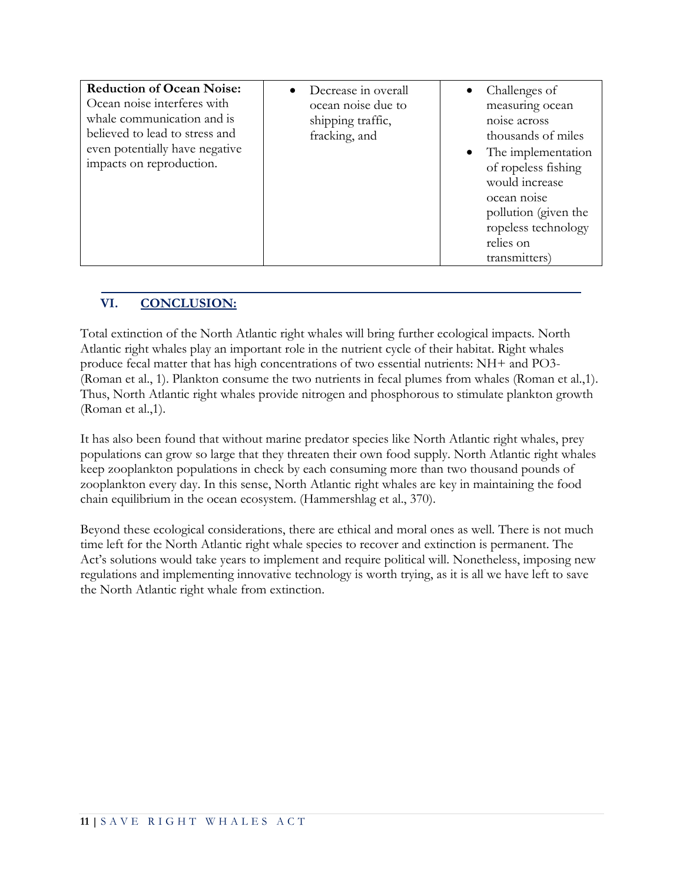| **Reduction of Ocean Noise:** Ocean noise interferes with whale communication and is believed to lead to stress and even potentially have negative impacts on reproduction. | • Decrease in overall ocean noise due to shipping traffic, fracking, and | • Challenges of measuring ocean noise across thousands of miles<br>• The implementation of ropeless fishing would increase ocean noise pollution (given the ropeless technology relies on transmitters) |
|---|---|---|

## VI. CONCLUSION:

Total extinction of the North Atlantic right whales will bring further ecological impacts. North Atlantic right whales play an important role in the nutrient cycle of their habitat. Right whales produce fecal matter that has high concentrations of two essential nutrients: NH+ and PO3- (Roman et al., 1). Plankton consume the two nutrients in fecal plumes from whales (Roman et al.,1). Thus, North Atlantic right whales provide nitrogen and phosphorous to stimulate plankton growth (Roman et al.,1).

It has also been found that without marine predator species like North Atlantic right whales, prey populations can grow so large that they threaten their own food supply. North Atlantic right whales keep zooplankton populations in check by each consuming more than two thousand pounds of zooplankton every day. In this sense, North Atlantic right whales are key in maintaining the food chain equilibrium in the ocean ecosystem. (Hammershlag et al., 370).

Beyond these ecological considerations, there are ethical and moral ones as well. There is not much time left for the North Atlantic right whale species to recover and extinction is permanent. The Act's solutions would take years to implement and require political will. Nonetheless, imposing new regulations and implementing innovative technology is worth trying, as it is all we have left to save the North Atlantic right whale from extinction.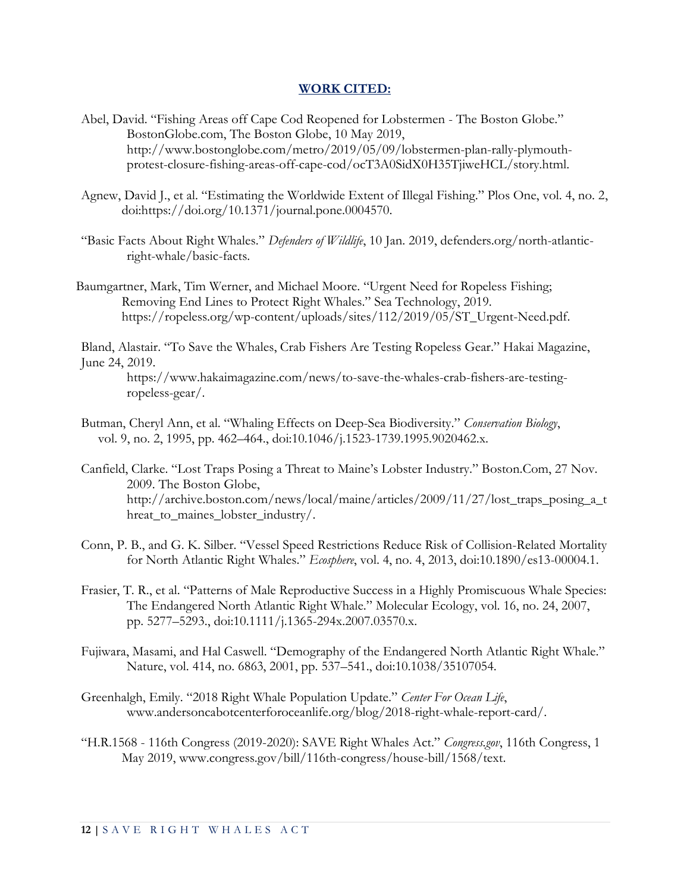## **WORK CITED:**

Abel, David. "Fishing Areas off Cape Cod Reopened for Lobstermen - The Boston Globe." BostonGlobe.com, The Boston Globe, 10 May 2019, http://www.bostonglobe.com/metro/2019/05/09/lobstermen-plan-rally-plymouth-protest-closure-fishing-areas-off-cape-cod/ocT3A0SidX0H35TjiweHCL/story.html.

Agnew, David J., et al. "Estimating the Worldwide Extent of Illegal Fishing." Plos One, vol. 4, no. 2, doi:https://doi.org/10.1371/journal.pone.0004570.

"Basic Facts About Right Whales." *Defenders of Wildlife*, 10 Jan. 2019, defenders.org/north-atlantic-right-whale/basic-facts.

Baumgartner, Mark, Tim Werner, and Michael Moore. "Urgent Need for Ropeless Fishing; Removing End Lines to Protect Right Whales." Sea Technology, 2019. https://ropeless.org/wp-content/uploads/sites/112/2019/05/ST_Urgent-Need.pdf.

Bland, Alastair. "To Save the Whales, Crab Fishers Are Testing Ropeless Gear." Hakai Magazine, June 24, 2019. https://www.hakaimagazine.com/news/to-save-the-whales-crab-fishers-are-testing-ropeless-gear/.

Butman, Cheryl Ann, et al. "Whaling Effects on Deep-Sea Biodiversity." *Conservation Biology*, vol. 9, no. 2, 1995, pp. 462–464., doi:10.1046/j.1523-1739.1995.9020462.x.

Canfield, Clarke. "Lost Traps Posing a Threat to Maine's Lobster Industry." Boston.Com, 27 Nov. 2009. The Boston Globe, http://archive.boston.com/news/local/maine/articles/2009/11/27/lost_traps_posing_a_threat_to_maines_lobster_industry/.

Conn, P. B., and G. K. Silber. "Vessel Speed Restrictions Reduce Risk of Collision-Related Mortality for North Atlantic Right Whales." *Ecosphere*, vol. 4, no. 4, 2013, doi:10.1890/es13-00004.1.

Frasier, T. R., et al. "Patterns of Male Reproductive Success in a Highly Promiscuous Whale Species: The Endangered North Atlantic Right Whale." Molecular Ecology, vol. 16, no. 24, 2007, pp. 5277–5293., doi:10.1111/j.1365-294x.2007.03570.x.

Fujiwara, Masami, and Hal Caswell. "Demography of the Endangered North Atlantic Right Whale." Nature, vol. 414, no. 6863, 2001, pp. 537–541., doi:10.1038/35107054.

Greenhalgh, Emily. "2018 Right Whale Population Update." *Center For Ocean Life*, www.andersoncabotcenterforoceanlife.org/blog/2018-right-whale-report-card/.

"H.R.1568 - 116th Congress (2019-2020): SAVE Right Whales Act." *Congress.gov*, 116th Congress, 1 May 2019, www.congress.gov/bill/116th-congress/house-bill/1568/text.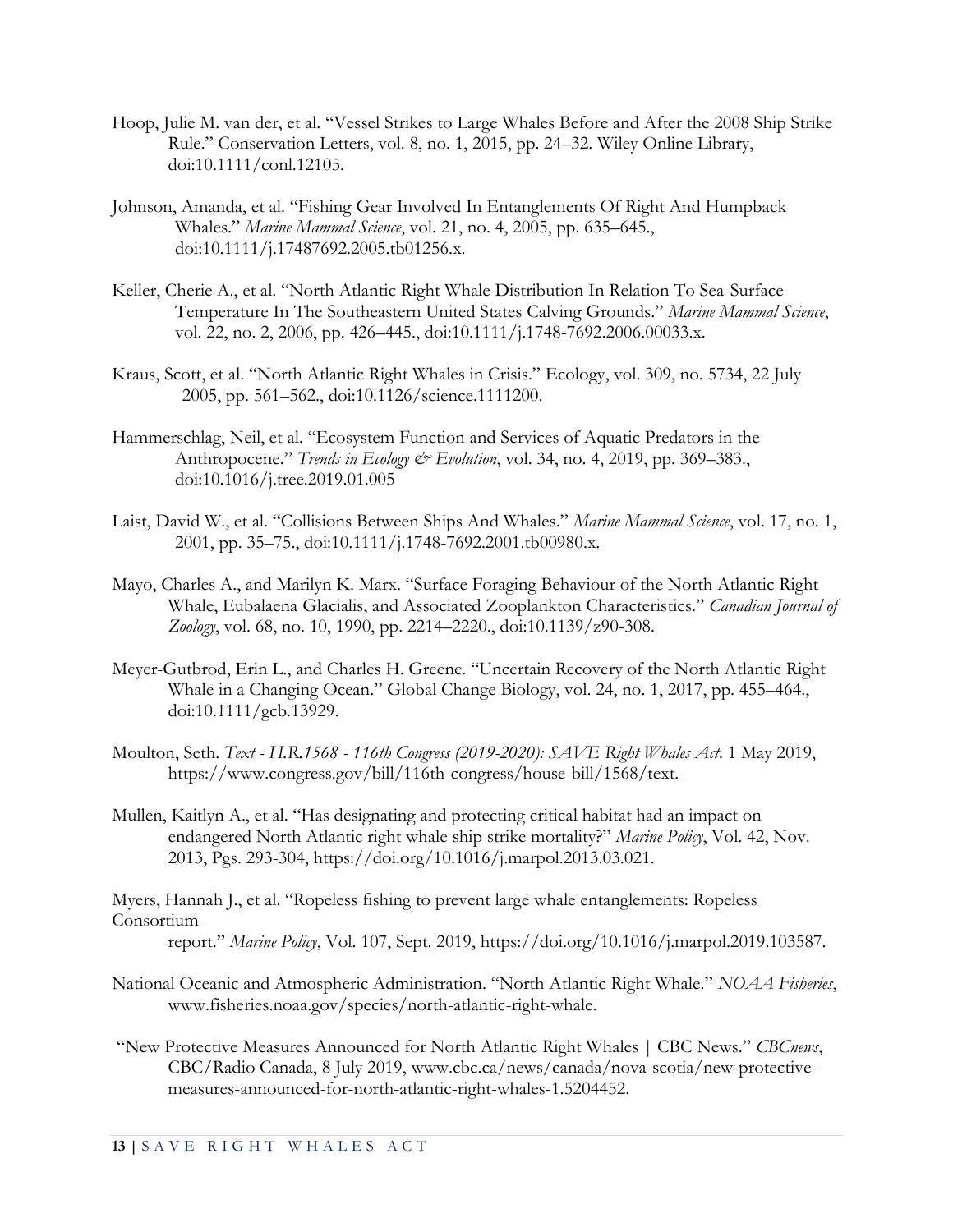Hoop, Julie M. van der, et al. "Vessel Strikes to Large Whales Before and After the 2008 Ship Strike Rule." Conservation Letters, vol. 8, no. 1, 2015, pp. 24–32. Wiley Online Library, doi:10.1111/conl.12105.

Johnson, Amanda, et al. "Fishing Gear Involved In Entanglements Of Right And Humpback Whales." *Marine Mammal Science*, vol. 21, no. 4, 2005, pp. 635–645., doi:10.1111/j.17487692.2005.tb01256.x.

Keller, Cherie A., et al. "North Atlantic Right Whale Distribution In Relation To Sea-Surface Temperature In The Southeastern United States Calving Grounds." *Marine Mammal Science*, vol. 22, no. 2, 2006, pp. 426–445., doi:10.1111/j.1748-7692.2006.00033.x.

Kraus, Scott, et al. "North Atlantic Right Whales in Crisis." Ecology, vol. 309, no. 5734, 22 July 2005, pp. 561–562., doi:10.1126/science.1111200.

Hammerschlag, Neil, et al. "Ecosystem Function and Services of Aquatic Predators in the Anthropocene." *Trends in Ecology & Evolution*, vol. 34, no. 4, 2019, pp. 369–383., doi:10.1016/j.tree.2019.01.005

Laist, David W., et al. "Collisions Between Ships And Whales." *Marine Mammal Science*, vol. 17, no. 1, 2001, pp. 35–75., doi:10.1111/j.1748-7692.2001.tb00980.x.

Mayo, Charles A., and Marilyn K. Marx. "Surface Foraging Behaviour of the North Atlantic Right Whale, Eubalaena Glacialis, and Associated Zooplankton Characteristics." *Canadian Journal of Zoology*, vol. 68, no. 10, 1990, pp. 2214–2220., doi:10.1139/z90-308.

Meyer-Gutbrod, Erin L., and Charles H. Greene. "Uncertain Recovery of the North Atlantic Right Whale in a Changing Ocean." Global Change Biology, vol. 24, no. 1, 2017, pp. 455–464., doi:10.1111/gcb.13929.

Moulton, Seth. *Text - H.R.1568 - 116th Congress (2019-2020): SAVE Right Whales Act*. 1 May 2019, https://www.congress.gov/bill/116th-congress/house-bill/1568/text.

Mullen, Kaitlyn A., et al. "Has designating and protecting critical habitat had an impact on endangered North Atlantic right whale ship strike mortality?" *Marine Policy*, Vol. 42, Nov. 2013, Pgs. 293-304, https://doi.org/10.1016/j.marpol.2013.03.021.

Myers, Hannah J., et al. "Ropeless fishing to prevent large whale entanglements: Ropeless Consortium report." *Marine Policy*, Vol. 107, Sept. 2019, https://doi.org/10.1016/j.marpol.2019.103587.

National Oceanic and Atmospheric Administration. "North Atlantic Right Whale." *NOAA Fisheries*, www.fisheries.noaa.gov/species/north-atlantic-right-whale.

"New Protective Measures Announced for North Atlantic Right Whales | CBC News." *CBCnews*, CBC/Radio Canada, 8 July 2019, www.cbc.ca/news/canada/nova-scotia/new-protective-measures-announced-for-north-atlantic-right-whales-1.5204452.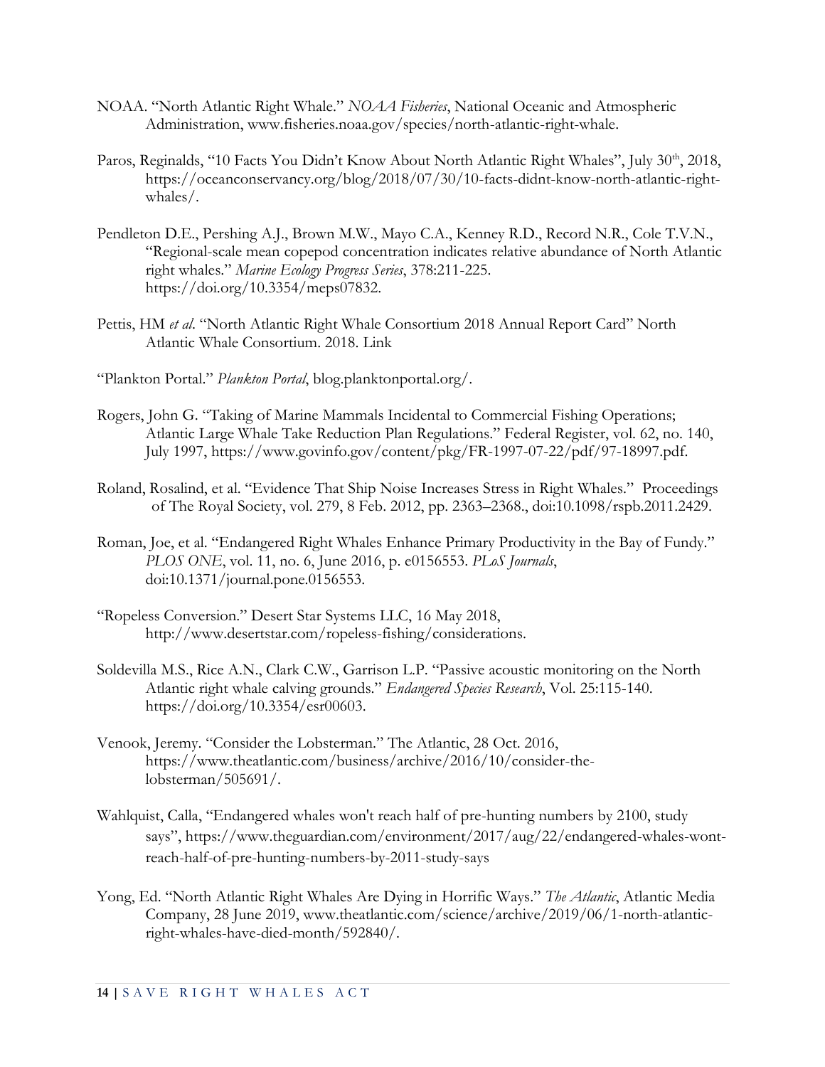NOAA. "North Atlantic Right Whale." *NOAA Fisheries*, National Oceanic and Atmospheric Administration, www.fisheries.noaa.gov/species/north-atlantic-right-whale.

Paros, Reginalds, "10 Facts You Didn't Know About North Atlantic Right Whales", July 30th, 2018, https://oceanconservancy.org/blog/2018/07/30/10-facts-didnt-know-north-atlantic-right-whales/.

Pendleton D.E., Pershing A.J., Brown M.W., Mayo C.A., Kenney R.D., Record N.R., Cole T.V.N., "Regional-scale mean copepod concentration indicates relative abundance of North Atlantic right whales." *Marine Ecology Progress Series*, 378:211-225. https://doi.org/10.3354/meps07832.

Pettis, HM *et al*. "North Atlantic Right Whale Consortium 2018 Annual Report Card" North Atlantic Whale Consortium. 2018. Link

"Plankton Portal." *Plankton Portal*, blog.planktonportal.org/.

Rogers, John G. "Taking of Marine Mammals Incidental to Commercial Fishing Operations; Atlantic Large Whale Take Reduction Plan Regulations." Federal Register, vol. 62, no. 140, July 1997, https://www.govinfo.gov/content/pkg/FR-1997-07-22/pdf/97-18997.pdf.

Roland, Rosalind, et al. "Evidence That Ship Noise Increases Stress in Right Whales." Proceedings of The Royal Society, vol. 279, 8 Feb. 2012, pp. 2363–2368., doi:10.1098/rspb.2011.2429.

Roman, Joe, et al. "Endangered Right Whales Enhance Primary Productivity in the Bay of Fundy." *PLOS ONE*, vol. 11, no. 6, June 2016, p. e0156553. *PLoS Journals*, doi:10.1371/journal.pone.0156553.

"Ropeless Conversion." Desert Star Systems LLC, 16 May 2018, http://www.desertstar.com/ropeless-fishing/considerations.

Soldevilla M.S., Rice A.N., Clark C.W., Garrison L.P. "Passive acoustic monitoring on the North Atlantic right whale calving grounds." *Endangered Species Research*, Vol. 25:115-140. https://doi.org/10.3354/esr00603.

Venook, Jeremy. "Consider the Lobsterman." The Atlantic, 28 Oct. 2016, https://www.theatlantic.com/business/archive/2016/10/consider-the-lobsterman/505691/.

Wahlquist, Calla, "Endangered whales won't reach half of pre-hunting numbers by 2100, study says", https://www.theguardian.com/environment/2017/aug/22/endangered-whales-wont-reach-half-of-pre-hunting-numbers-by-2011-study-says

Yong, Ed. "North Atlantic Right Whales Are Dying in Horrific Ways." *The Atlantic*, Atlantic Media Company, 28 June 2019, www.theatlantic.com/science/archive/2019/06/1-north-atlantic-right-whales-have-died-month/592840/.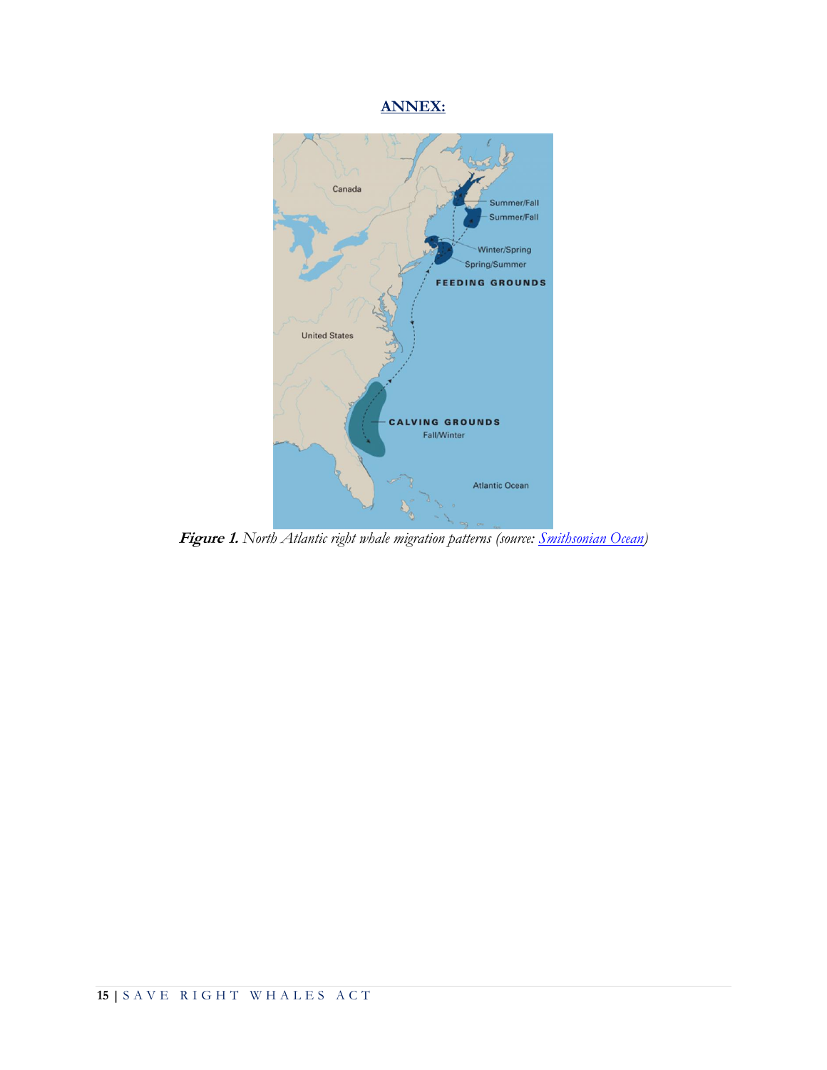## ANNEX:

Canada

Summer/Fall

Summer/Fall

Winter/Spring

Spring/Summer

FEEDING GROUNDS

United States

CALVING GROUNDS

Fall/Winter

Atlantic Ocean

***Figure 1.*** *North Atlantic right whale migration patterns (source: Smithsonian Ocean)*